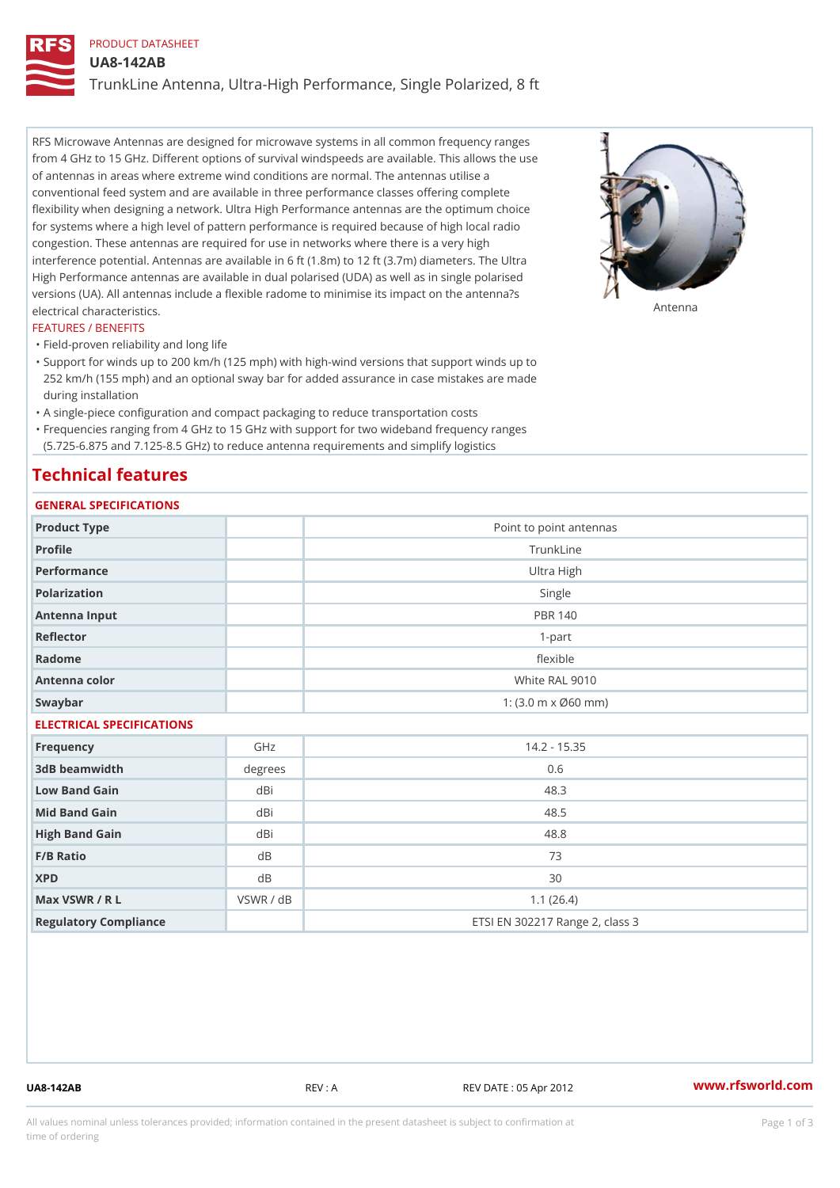PRODUCT DATASHEET

# UA8-142AB

## TrunkLine Antenna, Ultra-High Performance, Single Polarized, 8 ft

RFS Microwave Antennas are designed for microwave systems in all common frequency ranges from 4 GHz to 15 GHz. Different options of survival windspeeds are available. This allows the use of antennas in areas where extreme wind conditions are normal. The antennas utilise a conventional feed system and are available in three performance classes offering complete flexibility when designing a network. Ultra High Performance antennas are the optimum choice for systems where a high level of pattern performance is required because of high local radio congestion. These antennas are required for use in networks where there is a very high interference potential. Antennas are available in 6 ft (1.8m) to 12 ft (3.7m) diameters. The Ultra High Performance antennas are available in dual polarised (UDA) as well as in single polarised versions (UA). All antennas include a flexible radome to minimise its impact on the antenna?s electrical characteristics.

Antenna

FEATURES / BENEFITS

- Field-proven reliability and long life
- Support for winds up to 200 km/h (125 mph) with high-wind versions that support winds up to 252 km/h (155 mph) and an optional sway bar for added assurance in case mistakes are made during installation
- A single-piece configuration and compact packaging to reduce transportation costs
- Frequencies ranging from 4 GHz to 15 GHz with support for two wideband frequency ranges (5.725-6.875 and 7.125-8.5 GHz) to reduce antenna requirements and simplify logistics

## Technical features

### GENERAL SPECIFICATIONS

| | | |
|---|---|---|
| Product Type | | Point to point antennas |
| Profile | | TrunkLine |
| Performance | | Ultra High |
| Polarization | | Single |
| Antenna Input | | PBR 140 |
| Reflector | | 1-part |
| Radome | | flexible |
| Antenna color | | White RAL 9010 |
| Swaybar | | 1: (3.0 m x Ø60 mm) |

### ELECTRICAL SPECIFICATIONS

| | | |
|---|---|---|
| Frequency | GHz | 14.2 - 15.35 |
| 3dB beamwidth | degrees | 0.6 |
| Low Band Gain | dBi | 48.3 |
| Mid Band Gain | dBi | 48.5 |
| High Band Gain | dBi | 48.8 |
| F/B Ratio | dB | 73 |
| XPD | dB | 30 |
| Max VSWR / R L | VSWR / dB | 1.1 (26.4) |
| Regulatory Compliance | | ETSI EN 302217 Range 2, class 3 |

UA8-142AB REV : A REV DATE : 05 Apr 2012 www.rfsworld.com

All values nominal unless tolerances provided; information contained in the present datasheet is subject to confirmation at time of ordering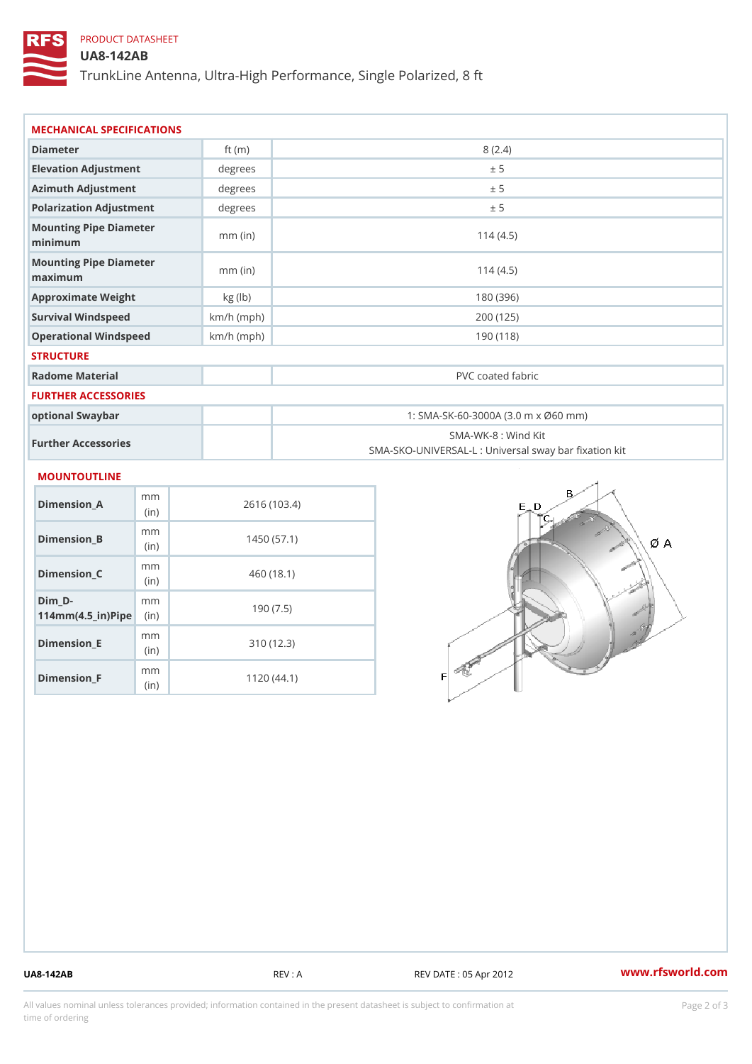PRODUCT DATASHEET

# UA8-142AB

TrunkLine Antenna, Ultra-High Performance, Single Polarized, 8 ft

## MECHANICAL SPECIFICATIONS

| Diameter | ft (m) | 8 (2.4) |
|---|---|---|
| Elevation Adjustment | degrees | ± 5 |
| Azimuth Adjustment | degrees | ± 5 |
| Polarization Adjustment | degrees | ± 5 |
| Mounting Pipe Diameter minimum | mm (in) | 114 (4.5) |
| Mounting Pipe Diameter maximum | mm (in) | 114 (4.5) |
| Approximate Weight | kg (lb) | 180 (396) |
| Survival Windspeed | km/h (mph) | 200 (125) |
| Operational Windspeed | km/h (mph) | 190 (118) |

## STRUCTURE

| Radome Material | | PVC coated fabric |
|---|---|---|

## FURTHER ACCESSORIES

| optional Swaybar | | 1: SMA-SK-60-3000A (3.0 m x Ø60 mm) |
|---|---|---|
| Further Accessories | | SMA-WK-8 : Wind Kit<br>SMA-SKO-UNIVERSAL-L : Universal sway bar fixation kit |

## MOUNTOUTLINE

| Dimension_A | mm (in) | 2616 (103.4) |
|---|---|---|
| Dimension_B | mm (in) | 1450 (57.1) |
| Dimension_C | mm (in) | 460 (18.1) |
| Dim_D-114mm(4.5_in)Pipe | mm (in) | 190 (7.5) |
| Dimension_E | mm (in) | 310 (12.3) |
| Dimension_F | mm (in) | 1120 (44.1) |

UA8-142AB REV : A REV DATE : 05 Apr 2012 www.rfsworld.com

All values nominal unless tolerances provided; information contained in the present datasheet is subject to confirmation at time of ordering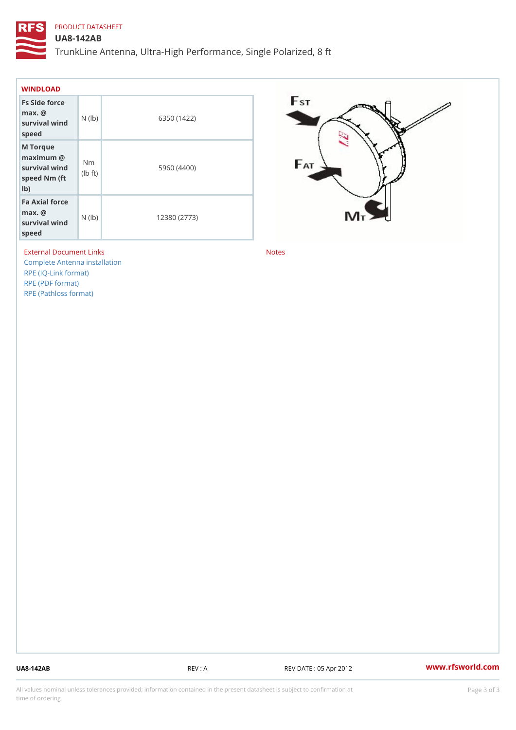PRODUCT DATASHEET

# UA8-142AB

TrunkLine Antenna, Ultra-High Performance, Single Polarized, 8 ft

## WINDLOAD

| | | |
|---|---|---|
| Fs Side force max. @ survival wind speed | N (lb) | 6350 (1422) |
| M Torque maximum @ survival wind speed Nm (ft lb) | Nm (lb ft) | 5960 (4400) |
| Fa Axial force max. @ survival wind speed | N (lb) | 12380 (2773) |

FST

FAT

MT

External Document Links

Complete Antenna installation

RPE (IQ-Link format)

RPE (PDF format)

RPE (Pathloss format)

Notes

UA8-142AB REV : A REV DATE : 05 Apr 2012 www.rfsworld.com

All values nominal unless tolerances provided; information contained in the present datasheet is subject to confirmation at time of ordering